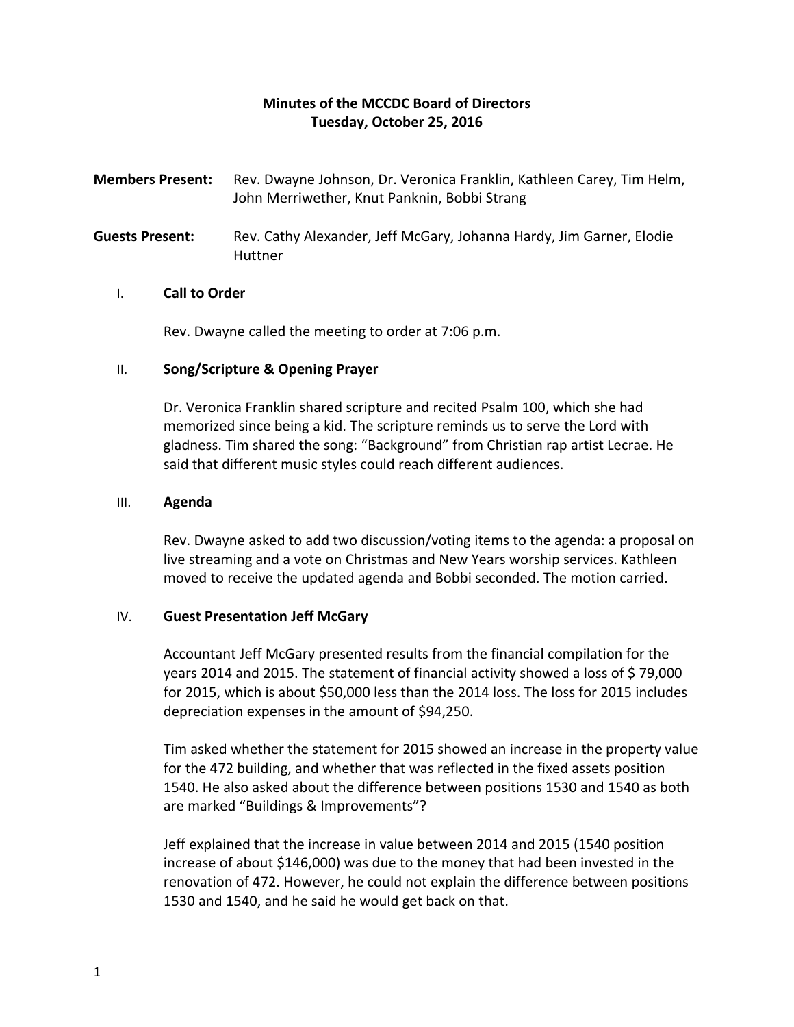# Minutes of the MCCDC Board of Directors
## Tuesday, October 25, 2016

**Members Present:** Rev. Dwayne Johnson, Dr. Veronica Franklin, Kathleen Carey, Tim Helm, John Merriwether, Knut Panknin, Bobbi Strang

**Guests Present:** Rev. Cathy Alexander, Jeff McGary, Johanna Hardy, Jim Garner, Elodie Huttner

### I. Call to Order

Rev. Dwayne called the meeting to order at 7:06 p.m.

### II. Song/Scripture & Opening Prayer

Dr. Veronica Franklin shared scripture and recited Psalm 100, which she had memorized since being a kid. The scripture reminds us to serve the Lord with gladness. Tim shared the song: "Background" from Christian rap artist Lecrae. He said that different music styles could reach different audiences.

### III. Agenda

Rev. Dwayne asked to add two discussion/voting items to the agenda: a proposal on live streaming and a vote on Christmas and New Years worship services. Kathleen moved to receive the updated agenda and Bobbi seconded. The motion carried.

### IV. Guest Presentation Jeff McGary

Accountant Jeff McGary presented results from the financial compilation for the years 2014 and 2015. The statement of financial activity showed a loss of $ 79,000 for 2015, which is about $50,000 less than the 2014 loss. The loss for 2015 includes depreciation expenses in the amount of $94,250.

Tim asked whether the statement for 2015 showed an increase in the property value for the 472 building, and whether that was reflected in the fixed assets position 1540. He also asked about the difference between positions 1530 and 1540 as both are marked "Buildings & Improvements"?

Jeff explained that the increase in value between 2014 and 2015 (1540 position increase of about $146,000) was due to the money that had been invested in the renovation of 472. However, he could not explain the difference between positions 1530 and 1540, and he said he would get back on that.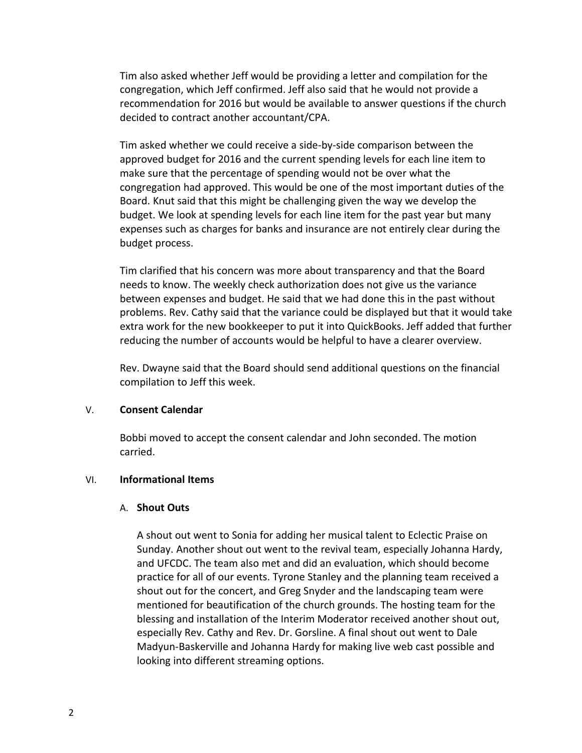Tim also asked whether Jeff would be providing a letter and compilation for the congregation, which Jeff confirmed. Jeff also said that he would not provide a recommendation for 2016 but would be available to answer questions if the church decided to contract another accountant/CPA.

Tim asked whether we could receive a side-by-side comparison between the approved budget for 2016 and the current spending levels for each line item to make sure that the percentage of spending would not be over what the congregation had approved. This would be one of the most important duties of the Board. Knut said that this might be challenging given the way we develop the budget. We look at spending levels for each line item for the past year but many expenses such as charges for banks and insurance are not entirely clear during the budget process.

Tim clarified that his concern was more about transparency and that the Board needs to know. The weekly check authorization does not give us the variance between expenses and budget. He said that we had done this in the past without problems. Rev. Cathy said that the variance could be displayed but that it would take extra work for the new bookkeeper to put it into QuickBooks. Jeff added that further reducing the number of accounts would be helpful to have a clearer overview.

Rev. Dwayne said that the Board should send additional questions on the financial compilation to Jeff this week.

## V. **Consent Calendar**

Bobbi moved to accept the consent calendar and John seconded. The motion carried.

## VI. **Informational Items**

### A. **Shout Outs**

A shout out went to Sonia for adding her musical talent to Eclectic Praise on Sunday. Another shout out went to the revival team, especially Johanna Hardy, and UFCDC. The team also met and did an evaluation, which should become practice for all of our events. Tyrone Stanley and the planning team received a shout out for the concert, and Greg Snyder and the landscaping team were mentioned for beautification of the church grounds. The hosting team for the blessing and installation of the Interim Moderator received another shout out, especially Rev. Cathy and Rev. Dr. Gorsline. A final shout out went to Dale Madyun-Baskerville and Johanna Hardy for making live web cast possible and looking into different streaming options.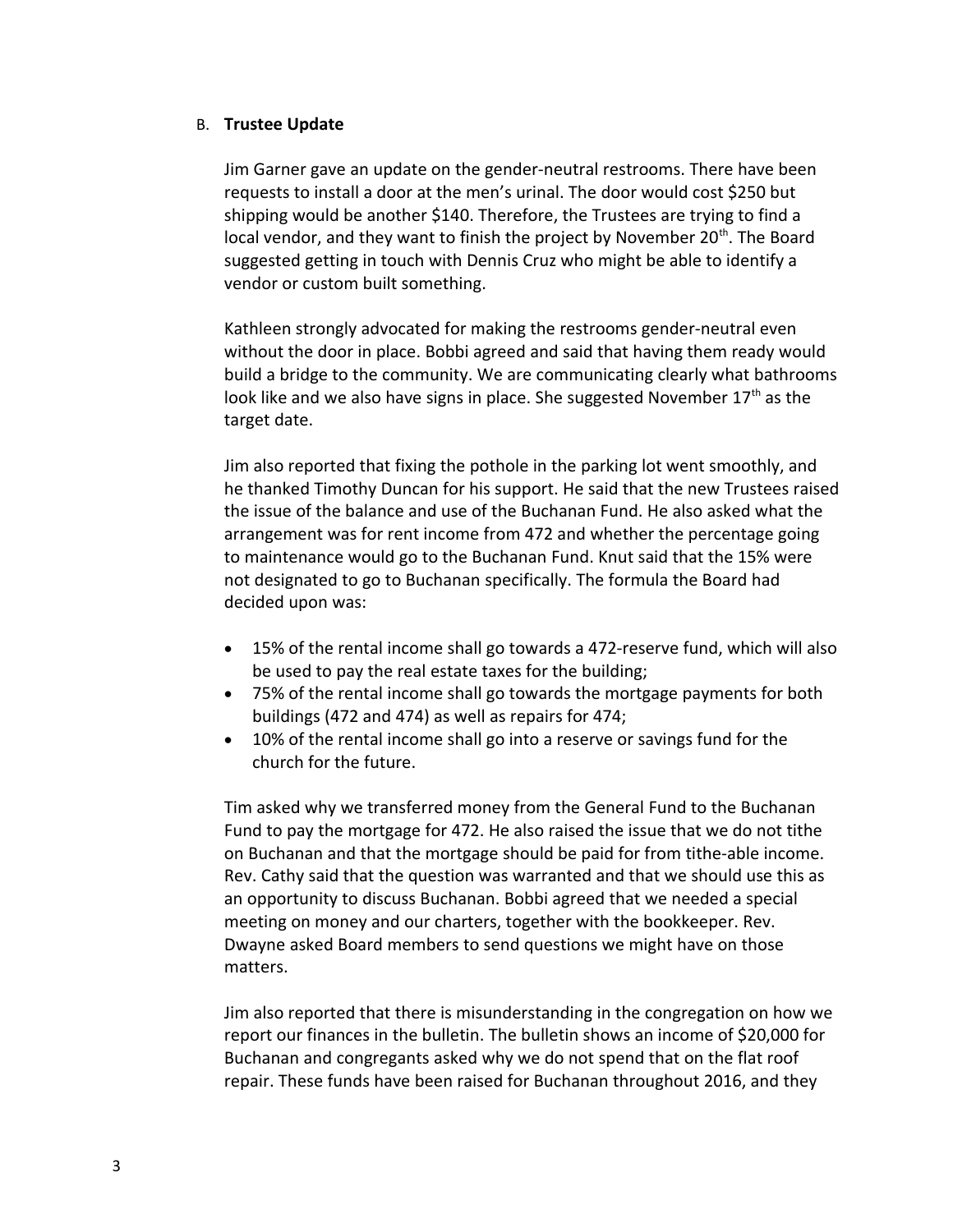B. **Trustee Update**

Jim Garner gave an update on the gender-neutral restrooms. There have been requests to install a door at the men's urinal. The door would cost $250 but shipping would be another $140. Therefore, the Trustees are trying to find a local vendor, and they want to finish the project by November 20th. The Board suggested getting in touch with Dennis Cruz who might be able to identify a vendor or custom built something.

Kathleen strongly advocated for making the restrooms gender-neutral even without the door in place. Bobbi agreed and said that having them ready would build a bridge to the community. We are communicating clearly what bathrooms look like and we also have signs in place. She suggested November 17th as the target date.

Jim also reported that fixing the pothole in the parking lot went smoothly, and he thanked Timothy Duncan for his support. He said that the new Trustees raised the issue of the balance and use of the Buchanan Fund. He also asked what the arrangement was for rent income from 472 and whether the percentage going to maintenance would go to the Buchanan Fund. Knut said that the 15% were not designated to go to Buchanan specifically. The formula the Board had decided upon was:

- 15% of the rental income shall go towards a 472-reserve fund, which will also be used to pay the real estate taxes for the building;
- 75% of the rental income shall go towards the mortgage payments for both buildings (472 and 474) as well as repairs for 474;
- 10% of the rental income shall go into a reserve or savings fund for the church for the future.

Tim asked why we transferred money from the General Fund to the Buchanan Fund to pay the mortgage for 472. He also raised the issue that we do not tithe on Buchanan and that the mortgage should be paid for from tithe-able income. Rev. Cathy said that the question was warranted and that we should use this as an opportunity to discuss Buchanan. Bobbi agreed that we needed a special meeting on money and our charters, together with the bookkeeper. Rev. Dwayne asked Board members to send questions we might have on those matters.

Jim also reported that there is misunderstanding in the congregation on how we report our finances in the bulletin. The bulletin shows an income of $20,000 for Buchanan and congregants asked why we do not spend that on the flat roof repair. These funds have been raised for Buchanan throughout 2016, and they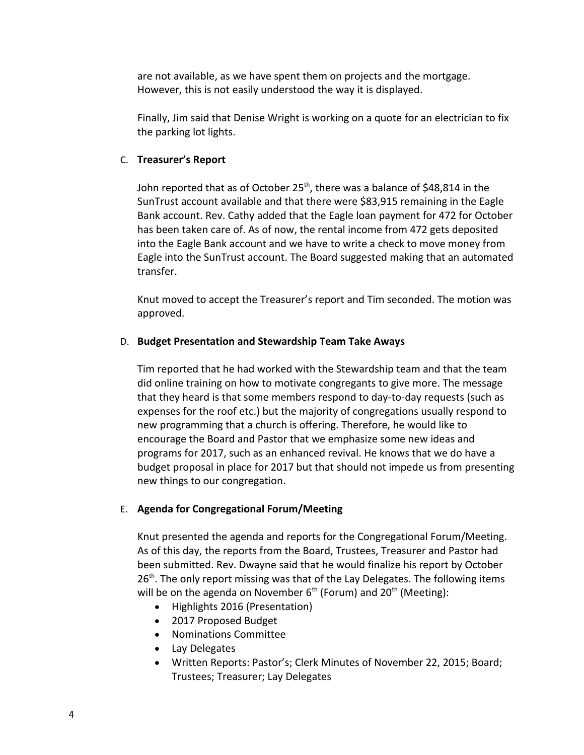are not available, as we have spent them on projects and the mortgage. However, this is not easily understood the way it is displayed.

Finally, Jim said that Denise Wright is working on a quote for an electrician to fix the parking lot lights.

C. **Treasurer's Report**

John reported that as of October 25th, there was a balance of $48,814 in the SunTrust account available and that there were $83,915 remaining in the Eagle Bank account. Rev. Cathy added that the Eagle loan payment for 472 for October has been taken care of. As of now, the rental income from 472 gets deposited into the Eagle Bank account and we have to write a check to move money from Eagle into the SunTrust account. The Board suggested making that an automated transfer.

Knut moved to accept the Treasurer's report and Tim seconded. The motion was approved.

D. **Budget Presentation and Stewardship Team Take Aways**

Tim reported that he had worked with the Stewardship team and that the team did online training on how to motivate congregants to give more. The message that they heard is that some members respond to day-to-day requests (such as expenses for the roof etc.) but the majority of congregations usually respond to new programming that a church is offering. Therefore, he would like to encourage the Board and Pastor that we emphasize some new ideas and programs for 2017, such as an enhanced revival. He knows that we do have a budget proposal in place for 2017 but that should not impede us from presenting new things to our congregation.

E. **Agenda for Congregational Forum/Meeting**

Knut presented the agenda and reports for the Congregational Forum/Meeting. As of this day, the reports from the Board, Trustees, Treasurer and Pastor had been submitted. Rev. Dwayne said that he would finalize his report by October 26th. The only report missing was that of the Lay Delegates. The following items will be on the agenda on November 6th (Forum) and 20th (Meeting):

- Highlights 2016 (Presentation)
- 2017 Proposed Budget
- Nominations Committee
- Lay Delegates
- Written Reports: Pastor's; Clerk Minutes of November 22, 2015; Board; Trustees; Treasurer; Lay Delegates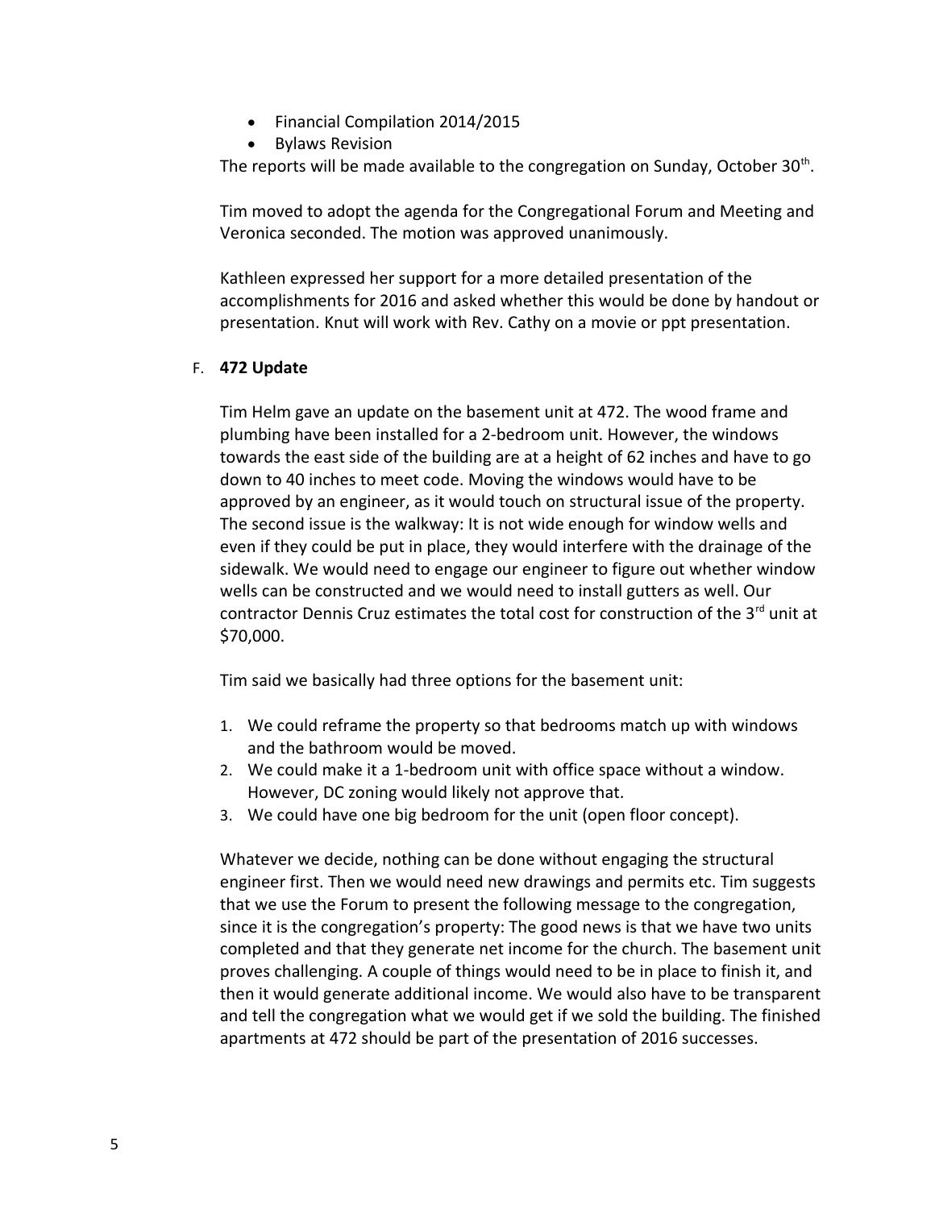- Financial Compilation 2014/2015
- Bylaws Revision

The reports will be made available to the congregation on Sunday, October 30th.

Tim moved to adopt the agenda for the Congregational Forum and Meeting and Veronica seconded. The motion was approved unanimously.

Kathleen expressed her support for a more detailed presentation of the accomplishments for 2016 and asked whether this would be done by handout or presentation. Knut will work with Rev. Cathy on a movie or ppt presentation.

F. **472 Update**

Tim Helm gave an update on the basement unit at 472. The wood frame and plumbing have been installed for a 2-bedroom unit. However, the windows towards the east side of the building are at a height of 62 inches and have to go down to 40 inches to meet code. Moving the windows would have to be approved by an engineer, as it would touch on structural issue of the property. The second issue is the walkway: It is not wide enough for window wells and even if they could be put in place, they would interfere with the drainage of the sidewalk. We would need to engage our engineer to figure out whether window wells can be constructed and we would need to install gutters as well. Our contractor Dennis Cruz estimates the total cost for construction of the 3rd unit at $70,000.

Tim said we basically had three options for the basement unit:

1. We could reframe the property so that bedrooms match up with windows and the bathroom would be moved.
2. We could make it a 1-bedroom unit with office space without a window. However, DC zoning would likely not approve that.
3. We could have one big bedroom for the unit (open floor concept).

Whatever we decide, nothing can be done without engaging the structural engineer first. Then we would need new drawings and permits etc. Tim suggests that we use the Forum to present the following message to the congregation, since it is the congregation's property: The good news is that we have two units completed and that they generate net income for the church. The basement unit proves challenging. A couple of things would need to be in place to finish it, and then it would generate additional income. We would also have to be transparent and tell the congregation what we would get if we sold the building. The finished apartments at 472 should be part of the presentation of 2016 successes.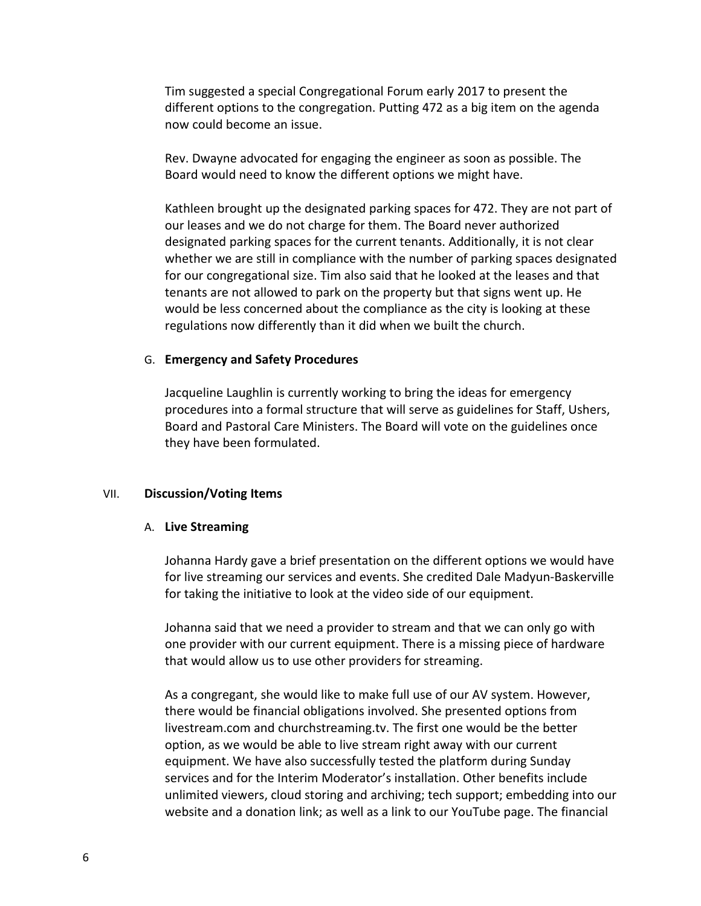Tim suggested a special Congregational Forum early 2017 to present the different options to the congregation. Putting 472 as a big item on the agenda now could become an issue.

Rev. Dwayne advocated for engaging the engineer as soon as possible. The Board would need to know the different options we might have.

Kathleen brought up the designated parking spaces for 472. They are not part of our leases and we do not charge for them. The Board never authorized designated parking spaces for the current tenants. Additionally, it is not clear whether we are still in compliance with the number of parking spaces designated for our congregational size. Tim also said that he looked at the leases and that tenants are not allowed to park on the property but that signs went up. He would be less concerned about the compliance as the city is looking at these regulations now differently than it did when we built the church.

### G. Emergency and Safety Procedures

Jacqueline Laughlin is currently working to bring the ideas for emergency procedures into a formal structure that will serve as guidelines for Staff, Ushers, Board and Pastoral Care Ministers. The Board will vote on the guidelines once they have been formulated.

## VII. Discussion/Voting Items

### A. Live Streaming

Johanna Hardy gave a brief presentation on the different options we would have for live streaming our services and events. She credited Dale Madyun-Baskerville for taking the initiative to look at the video side of our equipment.

Johanna said that we need a provider to stream and that we can only go with one provider with our current equipment. There is a missing piece of hardware that would allow us to use other providers for streaming.

As a congregant, she would like to make full use of our AV system. However, there would be financial obligations involved. She presented options from livestream.com and churchstreaming.tv. The first one would be the better option, as we would be able to live stream right away with our current equipment. We have also successfully tested the platform during Sunday services and for the Interim Moderator's installation. Other benefits include unlimited viewers, cloud storing and archiving; tech support; embedding into our website and a donation link; as well as a link to our YouTube page. The financial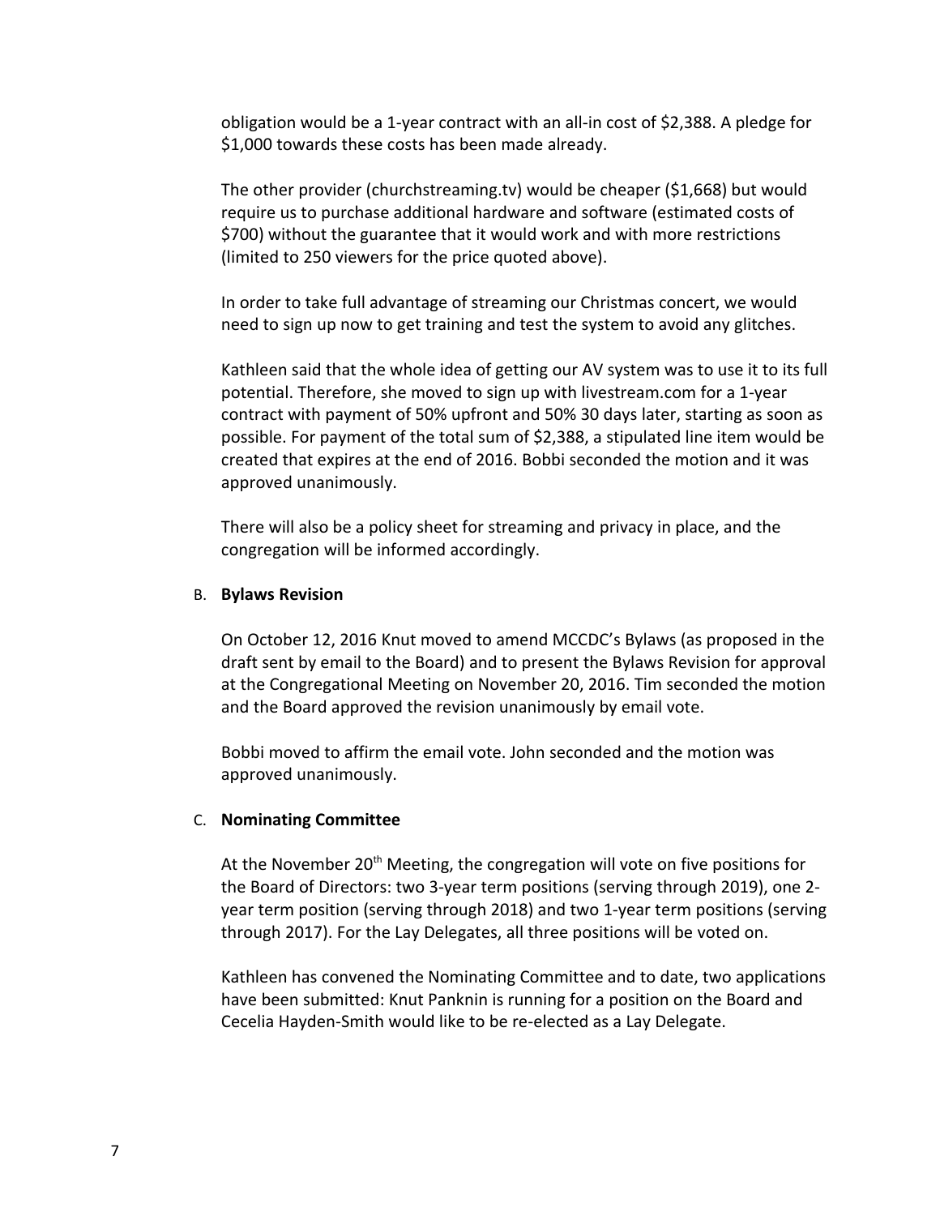obligation would be a 1-year contract with an all-in cost of $2,388. A pledge for $1,000 towards these costs has been made already.

The other provider (churchstreaming.tv) would be cheaper ($1,668) but would require us to purchase additional hardware and software (estimated costs of $700) without the guarantee that it would work and with more restrictions (limited to 250 viewers for the price quoted above).

In order to take full advantage of streaming our Christmas concert, we would need to sign up now to get training and test the system to avoid any glitches.

Kathleen said that the whole idea of getting our AV system was to use it to its full potential. Therefore, she moved to sign up with livestream.com for a 1-year contract with payment of 50% upfront and 50% 30 days later, starting as soon as possible. For payment of the total sum of $2,388, a stipulated line item would be created that expires at the end of 2016. Bobbi seconded the motion and it was approved unanimously.

There will also be a policy sheet for streaming and privacy in place, and the congregation will be informed accordingly.

B. **Bylaws Revision**

On October 12, 2016 Knut moved to amend MCCDC's Bylaws (as proposed in the draft sent by email to the Board) and to present the Bylaws Revision for approval at the Congregational Meeting on November 20, 2016. Tim seconded the motion and the Board approved the revision unanimously by email vote.

Bobbi moved to affirm the email vote. John seconded and the motion was approved unanimously.

C. **Nominating Committee**

At the November 20th Meeting, the congregation will vote on five positions for the Board of Directors: two 3-year term positions (serving through 2019), one 2-year term position (serving through 2018) and two 1-year term positions (serving through 2017). For the Lay Delegates, all three positions will be voted on.

Kathleen has convened the Nominating Committee and to date, two applications have been submitted: Knut Panknin is running for a position on the Board and Cecelia Hayden-Smith would like to be re-elected as a Lay Delegate.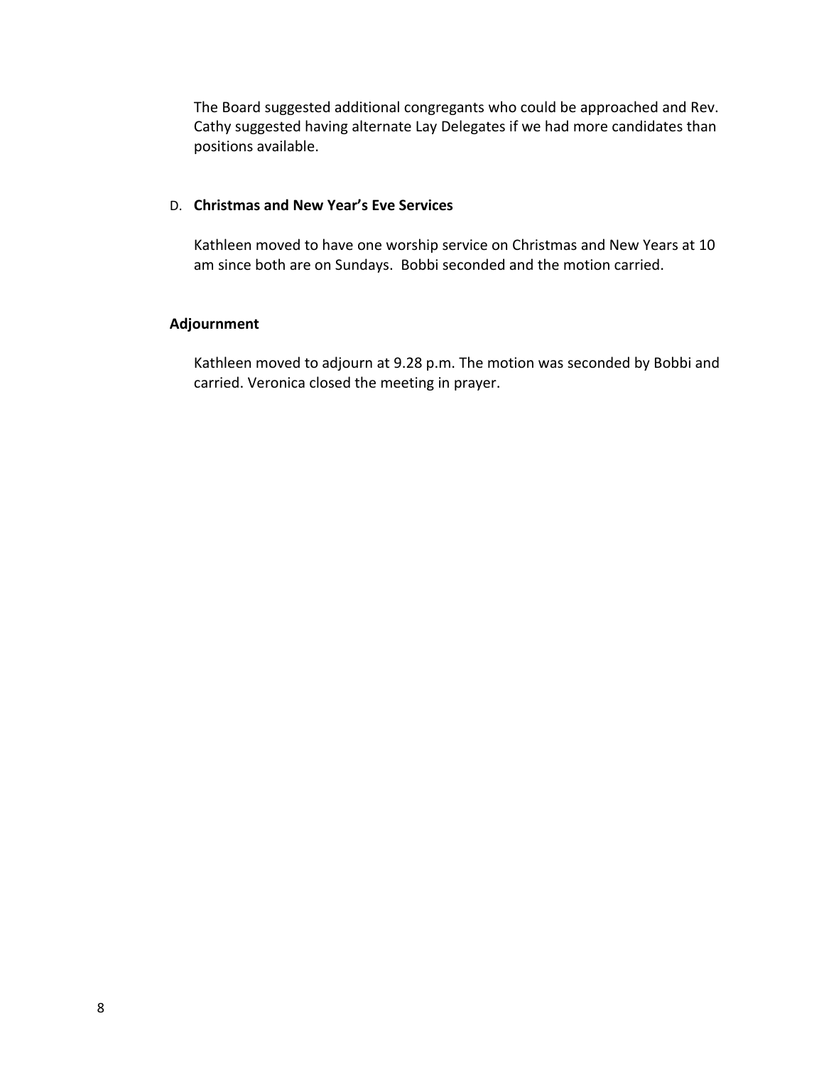The Board suggested additional congregants who could be approached and Rev. Cathy suggested having alternate Lay Delegates if we had more candidates than positions available.

D. **Christmas and New Year's Eve Services**

Kathleen moved to have one worship service on Christmas and New Years at 10 am since both are on Sundays. Bobbi seconded and the motion carried.

**Adjournment**

Kathleen moved to adjourn at 9.28 p.m. The motion was seconded by Bobbi and carried. Veronica closed the meeting in prayer.